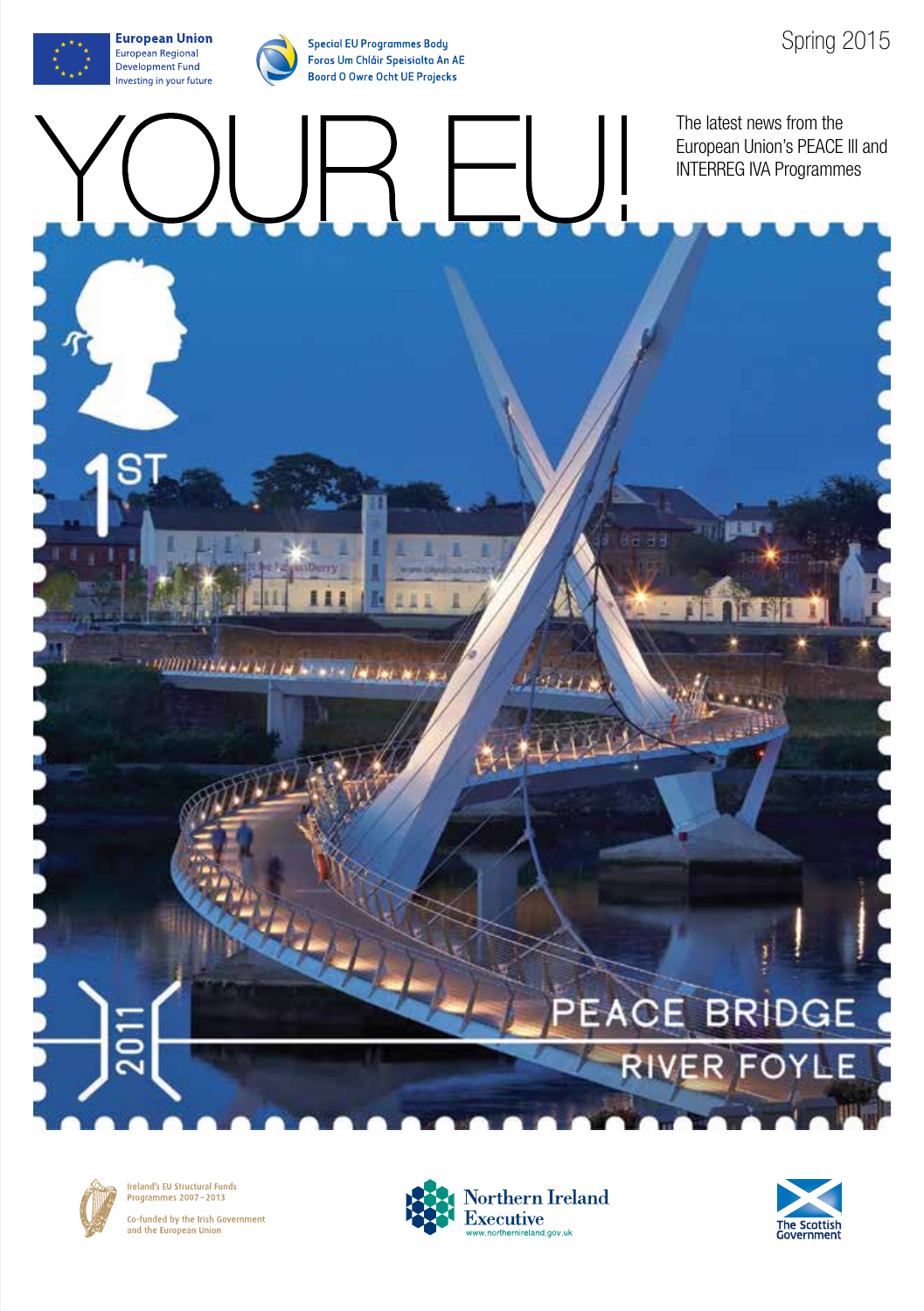European Union
European Regional Development Fund
Investing in your future

Special EU Programmes Body
Foras Um Chláir Speisialta An AE
Boord O Owre Ocht UE Projecks

Spring 2015

# YOUR EU!

The latest news from the European Union's PEACE III and INTERREG IVA Programmes

1ST

2011

PEACE BRIDGE
RIVER FOYLE

Ireland's EU Structural Funds Programmes 2007–2013

Co-funded by the Irish Government and the European Union

Northern Ireland Executive
www.northernireland.gov.uk

The Scottish Government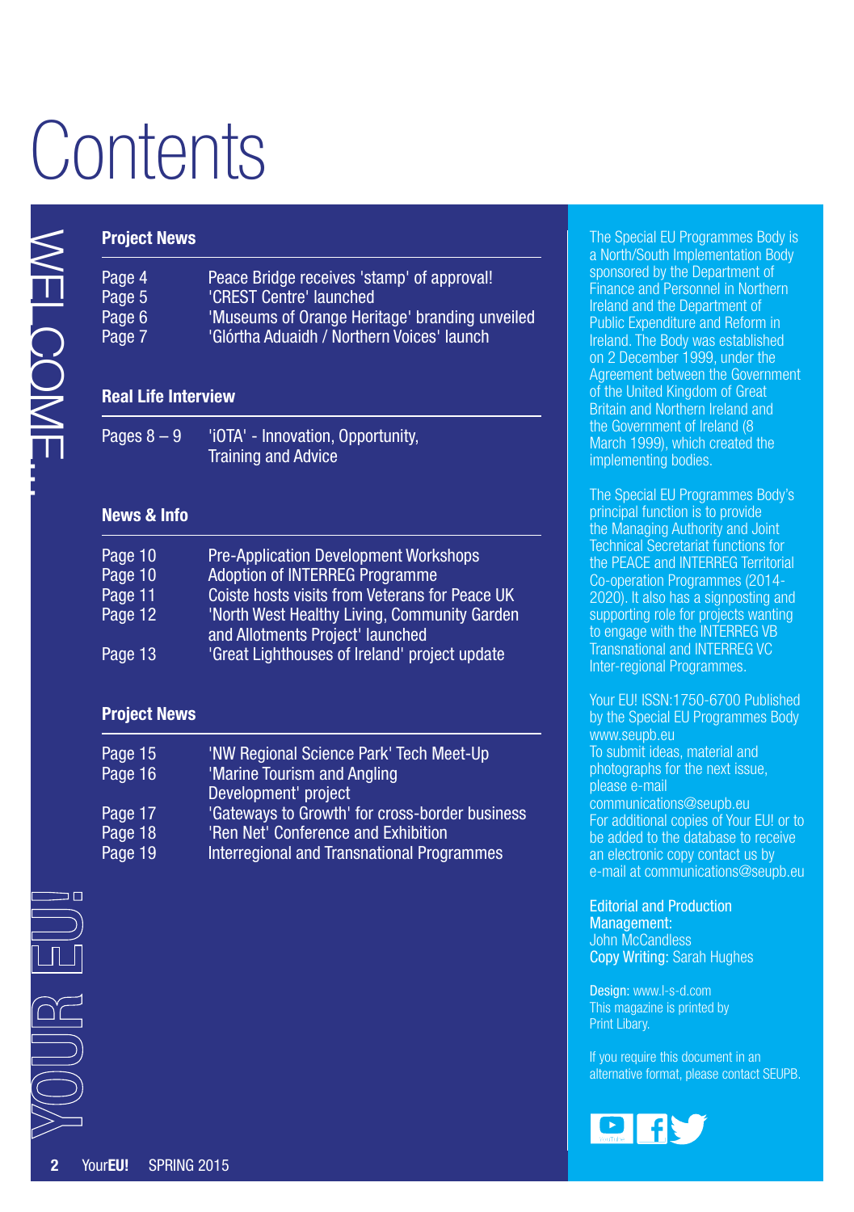# Contents

WELCOME...

## Project News

| | |
|---|---|
| Page 4 | Peace Bridge receives 'stamp' of approval! |
| Page 5 | 'CREST Centre' launched |
| Page 6 | 'Museums of Orange Heritage' branding unveiled |
| Page 7 | 'Glórtha Aduaidh / Northern Voices' launch |

## Real Life Interview

| | |
|---|---|
| Pages 8 – 9 | 'iOTA' - Innovation, Opportunity, Training and Advice |

## News & Info

| | |
|---|---|
| Page 10 | Pre-Application Development Workshops |
| Page 10 | Adoption of INTERREG Programme |
| Page 11 | Coiste hosts visits from Veterans for Peace UK |
| Page 12 | 'North West Healthy Living, Community Garden and Allotments Project' launched |
| Page 13 | 'Great Lighthouses of Ireland' project update |

## Project News

| | |
|---|---|
| Page 15 | 'NW Regional Science Park' Tech Meet-Up |
| Page 16 | 'Marine Tourism and Angling Development' project |
| Page 17 | 'Gateways to Growth' for cross-border business |
| Page 18 | 'Ren Net' Conference and Exhibition |
| Page 19 | Interregional and Transnational Programmes |

YOUR EU!

The Special EU Programmes Body is a North/South Implementation Body sponsored by the Department of Finance and Personnel in Northern Ireland and the Department of Public Expenditure and Reform in Ireland. The Body was established on 2 December 1999, under the Agreement between the Government of the United Kingdom of Great Britain and Northern Ireland and the Government of Ireland (8 March 1999), which created the implementing bodies.

The Special EU Programmes Body's principal function is to provide the Managing Authority and Joint Technical Secretariat functions for the PEACE and INTERREG Territorial Co-operation Programmes (2014-2020). It also has a signposting and supporting role for projects wanting to engage with the INTERREG VB Transnational and INTERREG VC Inter-regional Programmes.

Your EU! ISSN:1750-6700 Published by the Special EU Programmes Body www.seupb.eu
To submit ideas, material and photographs for the next issue, please e-mail communications@seupb.eu
For additional copies of Your EU! or to be added to the database to receive an electronic copy contact us by e-mail at communications@seupb.eu

**Editorial and Production Management:** John McCandless
**Copy Writing:** Sarah Hughes

**Design:** www.l-s-d.com
This magazine is printed by Print Libary.

If you require this document in an alternative format, please contact SEUPB.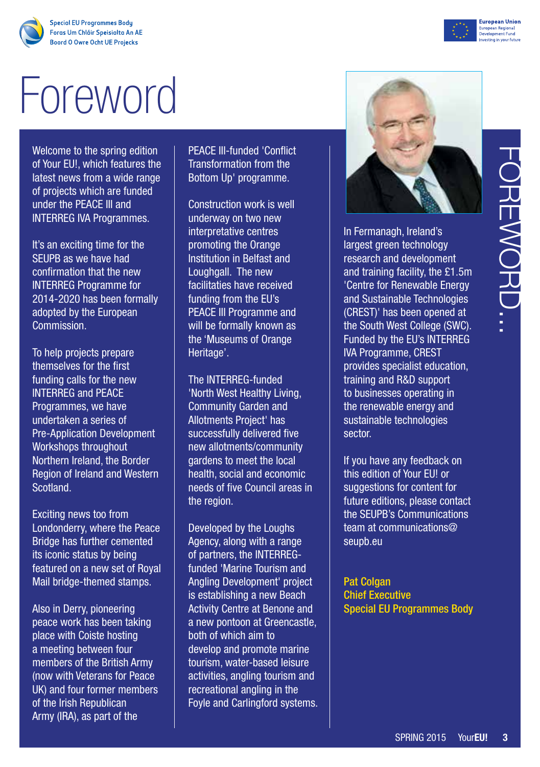# Foreword

Welcome to the spring edition of Your EU!, which features the latest news from a wide range of projects which are funded under the PEACE III and INTERREG IVA Programmes.

It's an exciting time for the SEUPB as we have had confirmation that the new INTERREG Programme for 2014-2020 has been formally adopted by the European Commission.

To help projects prepare themselves for the first funding calls for the new INTERREG and PEACE Programmes, we have undertaken a series of Pre-Application Development Workshops throughout Northern Ireland, the Border Region of Ireland and Western Scotland.

Exciting news too from Londonderry, where the Peace Bridge has further cemented its iconic status by being featured on a new set of Royal Mail bridge-themed stamps.

Also in Derry, pioneering peace work has been taking place with Coiste hosting a meeting between four members of the British Army (now with Veterans for Peace UK) and four former members of the Irish Republican Army (IRA), as part of the PEACE III-funded 'Conflict Transformation from the Bottom Up' programme.

Construction work is well underway on two new interpretative centres promoting the Orange Institution in Belfast and Loughgall. The new facilitaties have received funding from the EU's PEACE III Programme and will be formally known as the 'Museums of Orange Heritage'.

The INTERREG-funded 'North West Healthy Living, Community Garden and Allotments Project' has successfully delivered five new allotments/community gardens to meet the local health, social and economic needs of five Council areas in the region.

Developed by the Loughs Agency, along with a range of partners, the INTERREG-funded 'Marine Tourism and Angling Development' project is establishing a new Beach Activity Centre at Benone and a new pontoon at Greencastle, both of which aim to develop and promote marine tourism, water-based leisure activities, angling tourism and recreational angling in the Foyle and Carlingford systems.

In Fermanagh, Ireland's largest green technology research and development and training facility, the £1.5m 'Centre for Renewable Energy and Sustainable Technologies (CREST)' has been opened at the South West College (SWC). Funded by the EU's INTERREG IVA Programme, CREST provides specialist education, training and R&D support to businesses operating in the renewable energy and sustainable technologies sector.

If you have any feedback on this edition of Your EU! or suggestions for content for future editions, please contact the SEUPB's Communications team at communications@seupb.eu

**Pat Colgan**
**Chief Executive**
**Special EU Programmes Body**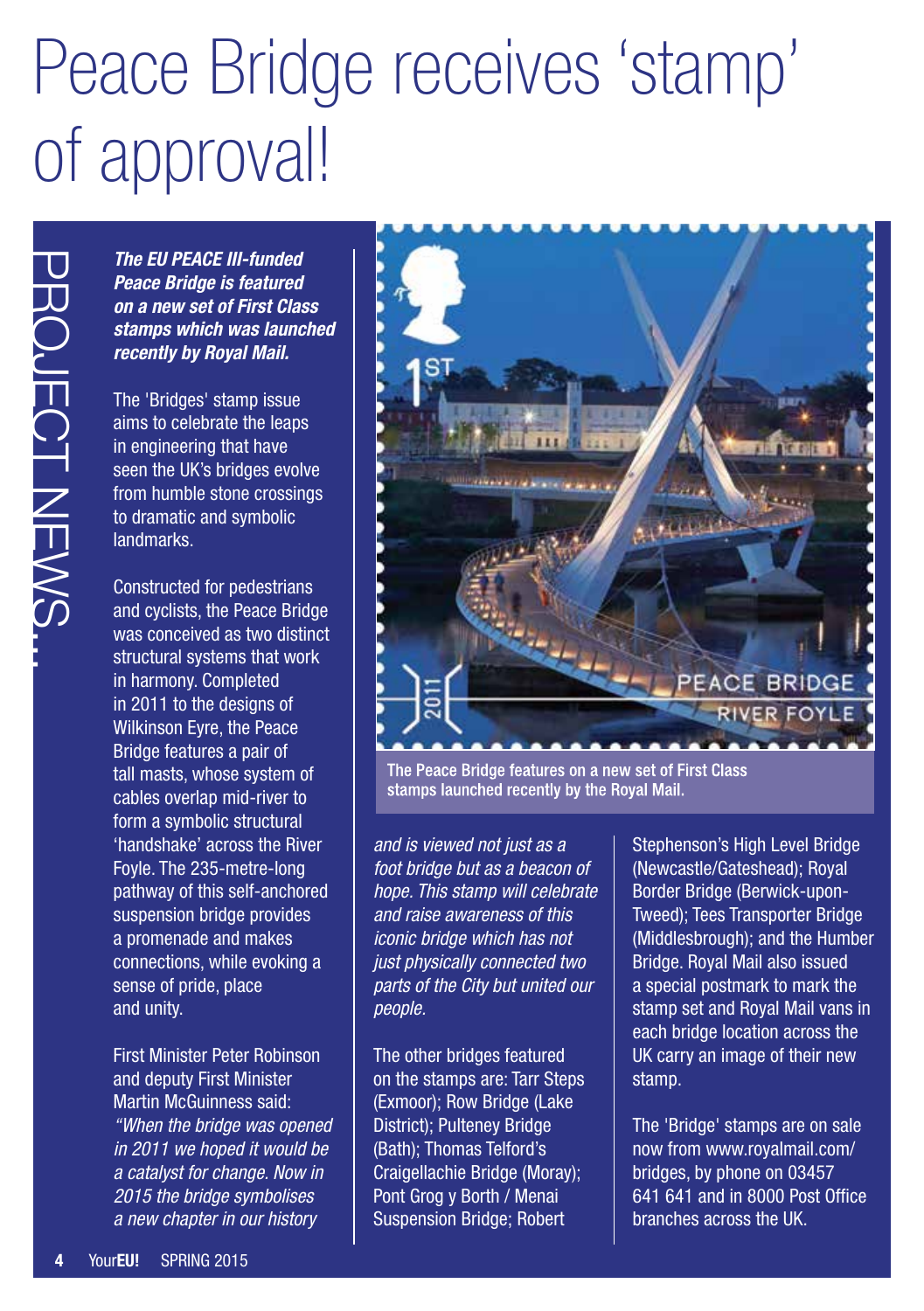# Peace Bridge receives 'stamp' of approval!

PROJECT NEWS...

***The EU PEACE III-funded Peace Bridge is featured on a new set of First Class stamps which was launched recently by Royal Mail.***

The 'Bridges' stamp issue aims to celebrate the leaps in engineering that have seen the UK's bridges evolve from humble stone crossings to dramatic and symbolic landmarks.

Constructed for pedestrians and cyclists, the Peace Bridge was conceived as two distinct structural systems that work in harmony. Completed in 2011 to the designs of Wilkinson Eyre, the Peace Bridge features a pair of tall masts, whose system of cables overlap mid-river to form a symbolic structural 'handshake' across the River Foyle. The 235-metre-long pathway of this self-anchored suspension bridge provides a promenade and makes connections, while evoking a sense of pride, place and unity.

First Minister Peter Robinson and deputy First Minister Martin McGuinness said: *"When the bridge was opened in 2011 we hoped it would be a catalyst for change. Now in 2015 the bridge symbolises a new chapter in our history and is viewed not just as a foot bridge but as a beacon of hope. This stamp will celebrate and raise awareness of this iconic bridge which has not just physically connected two parts of the City but united our people.*

The Peace Bridge features on a new set of First Class stamps launched recently by the Royal Mail.

The other bridges featured on the stamps are: Tarr Steps (Exmoor); Row Bridge (Lake District); Pulteney Bridge (Bath); Thomas Telford's Craigellachie Bridge (Moray); Pont Grog y Borth / Menai Suspension Bridge; Robert Stephenson's High Level Bridge (Newcastle/Gateshead); Royal Border Bridge (Berwick-upon-Tweed); Tees Transporter Bridge (Middlesbrough); and the Humber Bridge. Royal Mail also issued a special postmark to mark the stamp set and Royal Mail vans in each bridge location across the UK carry an image of their new stamp.

The 'Bridge' stamps are on sale now from www.royalmail.com/bridges, by phone on 03457 641 641 and in 8000 Post Office branches across the UK.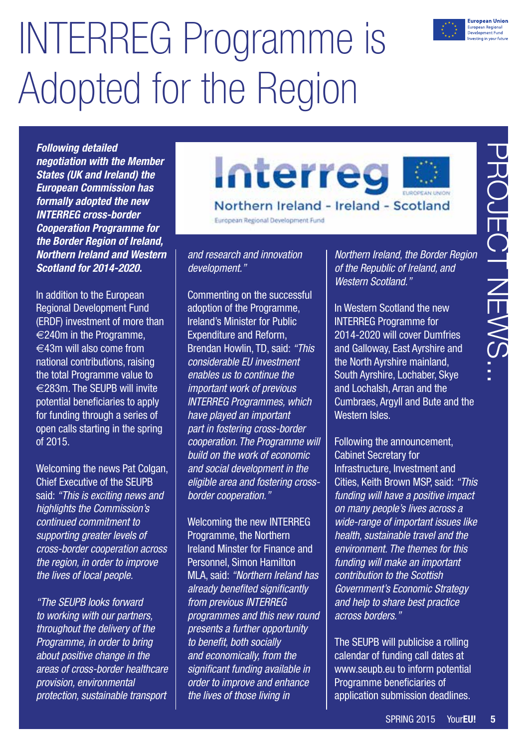# INTERREG Programme is Adopted for the Region

***Following detailed negotiation with the Member States (UK and Ireland) the European Commission has formally adopted the new INTERREG cross-border Cooperation Programme for the Border Region of Ireland, Northern Ireland and Western Scotland for 2014-2020.***

In addition to the European Regional Development Fund (ERDF) investment of more than €240m in the Programme, €43m will also come from national contributions, raising the total Programme value to €283m. The SEUPB will invite potential beneficiaries to apply for funding through a series of open calls starting in the spring of 2015.

Welcoming the news Pat Colgan, Chief Executive of the SEUPB said: *"This is exciting news and highlights the Commission's continued commitment to supporting greater levels of cross-border cooperation across the region, in order to improve the lives of local people.*

*"The SEUPB looks forward to working with our partners, throughout the delivery of the Programme, in order to bring about positive change in the areas of cross-border healthcare provision, environmental protection, sustainable transport and research and innovation development."*

Commenting on the successful adoption of the Programme, Ireland's Minister for Public Expenditure and Reform, Brendan Howlin, TD, said: *"This considerable EU investment enables us to continue the important work of previous INTERREG Programmes, which have played an important part in fostering cross-border cooperation. The Programme will build on the work of economic and social development in the eligible area and fostering cross-border cooperation."*

Welcoming the new INTERREG Programme, the Northern Ireland Minster for Finance and Personnel, Simon Hamilton MLA, said: *"Northern Ireland has already benefited significantly from previous INTERREG programmes and this new round presents a further opportunity to benefit, both socially and economically, from the significant funding available in order to improve and enhance the lives of those living in Northern Ireland, the Border Region of the Republic of Ireland, and Western Scotland."*

In Western Scotland the new INTERREG Programme for 2014-2020 will cover Dumfries and Galloway, East Ayrshire and the North Ayrshire mainland, South Ayrshire, Lochaber, Skye and Lochalsh, Arran and the Cumbraes, Argyll and Bute and the Western Isles.

Following the announcement, Cabinet Secretary for Infrastructure, Investment and Cities, Keith Brown MSP, said: *"This funding will have a positive impact on many people's lives across a wide-range of important issues like health, sustainable travel and the environment. The themes for this funding will make an important contribution to the Scottish Government's Economic Strategy and help to share best practice across borders."*

The SEUPB will publicise a rolling calendar of funding call dates at www.seupb.eu to inform potential Programme beneficiaries of application submission deadlines.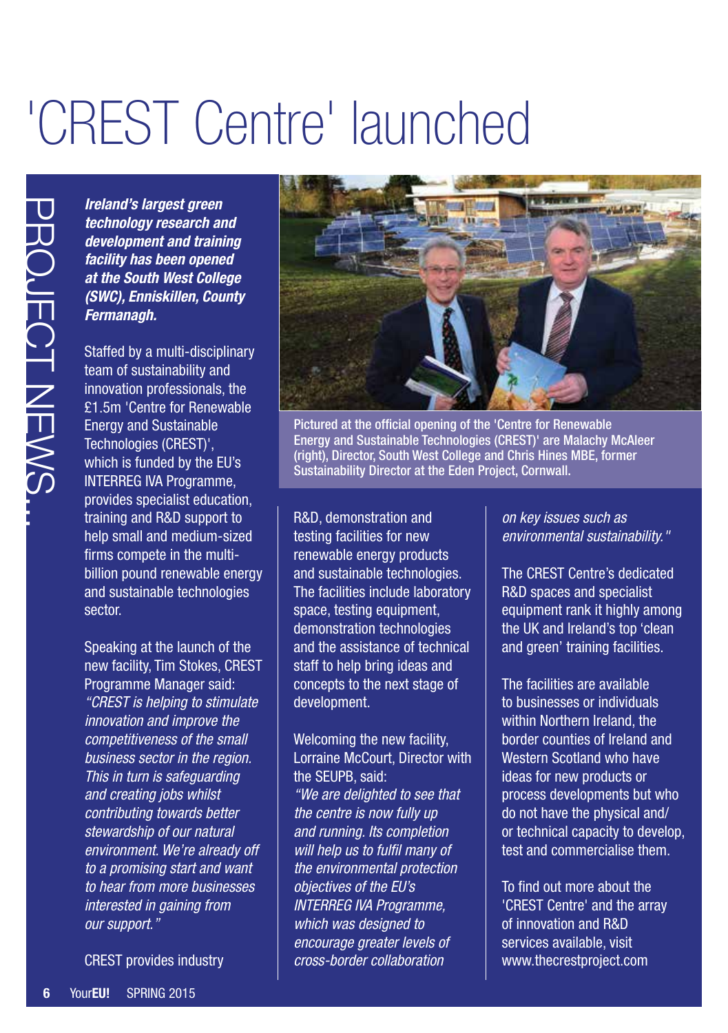# 'CREST Centre' launched

PROJECT NEWS...

***Ireland's largest green technology research and development and training facility has been opened at the South West College (SWC), Enniskillen, County Fermanagh.***

Staffed by a multi-disciplinary team of sustainability and innovation professionals, the £1.5m 'Centre for Renewable Energy and Sustainable Technologies (CREST)', which is funded by the EU's INTERREG IVA Programme, provides specialist education, training and R&D support to help small and medium-sized firms compete in the multi-billion pound renewable energy and sustainable technologies sector.

Speaking at the launch of the new facility, Tim Stokes, CREST Programme Manager said: *"CREST is helping to stimulate innovation and improve the competitiveness of the small business sector in the region. This in turn is safeguarding and creating jobs whilst contributing towards better stewardship of our natural environment. We're already off to a promising start and want to hear from more businesses interested in gaining from our support."*

CREST provides industry R&D, demonstration and testing facilities for new renewable energy products and sustainable technologies. The facilities include laboratory space, testing equipment, demonstration technologies and the assistance of technical staff to help bring ideas and concepts to the next stage of development.

Pictured at the official opening of the 'Centre for Renewable Energy and Sustainable Technologies (CREST)' are Malachy McAleer (right), Director, South West College and Chris Hines MBE, former Sustainability Director at the Eden Project, Cornwall.

Welcoming the new facility, Lorraine McCourt, Director with the SEUPB, said: *"We are delighted to see that the centre is now fully up and running. Its completion will help us to fulfil many of the environmental protection objectives of the EU's INTERREG IVA Programme, which was designed to encourage greater levels of cross-border collaboration on key issues such as environmental sustainability."*

The CREST Centre's dedicated R&D spaces and specialist equipment rank it highly among the UK and Ireland's top 'clean and green' training facilities.

The facilities are available to businesses or individuals within Northern Ireland, the border counties of Ireland and Western Scotland who have ideas for new products or process developments but who do not have the physical and/or technical capacity to develop, test and commercialise them.

To find out more about the 'CREST Centre' and the array of innovation and R&D services available, visit www.thecrestproject.com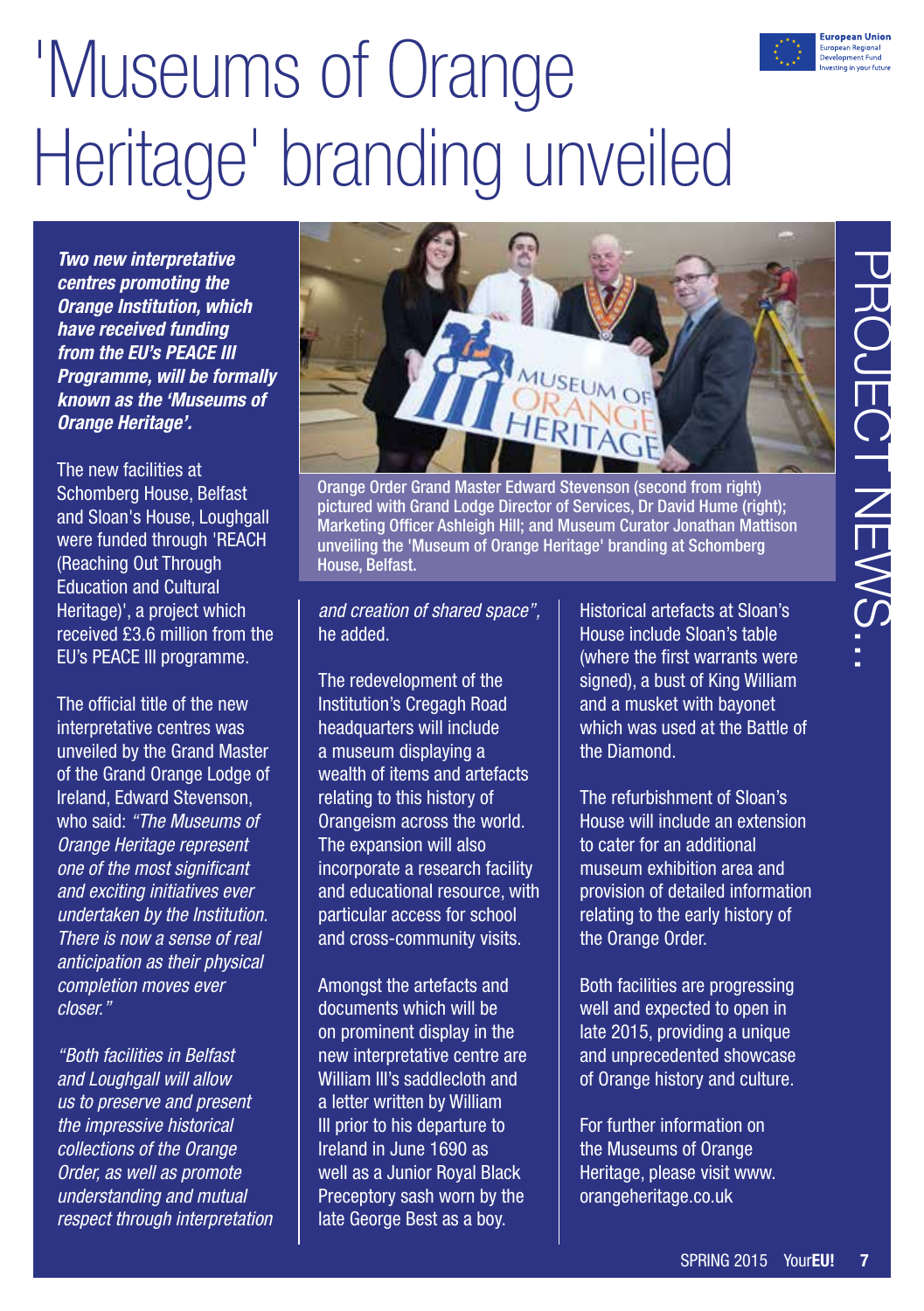# 'Museums of Orange Heritage' branding unveiled

***Two new interpretative centres promoting the Orange Institution, which have received funding from the EU's PEACE III Programme, will be formally known as the 'Museums of Orange Heritage'.***

The new facilities at Schomberg House, Belfast and Sloan's House, Loughgall were funded through 'REACH (Reaching Out Through Education and Cultural Heritage)', a project which received £3.6 million from the EU's PEACE III programme.

The official title of the new interpretative centres was unveiled by the Grand Master of the Grand Orange Lodge of Ireland, Edward Stevenson, who said: *"The Museums of Orange Heritage represent one of the most significant and exciting initiatives ever undertaken by the Institution. There is now a sense of real anticipation as their physical completion moves ever closer."*

*"Both facilities in Belfast and Loughgall will allow us to preserve and present the impressive historical collections of the Orange Order, as well as promote understanding and mutual respect through interpretation and creation of shared space"*, he added.

Orange Order Grand Master Edward Stevenson (second from right) pictured with Grand Lodge Director of Services, Dr David Hume (right); Marketing Officer Ashleigh Hill; and Museum Curator Jonathan Mattison unveiling the 'Museum of Orange Heritage' branding at Schomberg House, Belfast.

The redevelopment of the Institution's Cregagh Road headquarters will include a museum displaying a wealth of items and artefacts relating to this history of Orangeism across the world. The expansion will also incorporate a research facility and educational resource, with particular access for school and cross-community visits.

Amongst the artefacts and documents which will be on prominent display in the new interpretative centre are William III's saddlecloth and a letter written by William III prior to his departure to Ireland in June 1690 as well as a Junior Royal Black Preceptory sash worn by the late George Best as a boy.

Historical artefacts at Sloan's House include Sloan's table (where the first warrants were signed), a bust of King William and a musket with bayonet which was used at the Battle of the Diamond.

The refurbishment of Sloan's House will include an extension to cater for an additional museum exhibition area and provision of detailed information relating to the early history of the Orange Order.

Both facilities are progressing well and expected to open in late 2015, providing a unique and unprecedented showcase of Orange history and culture.

For further information on the Museums of Orange Heritage, please visit www.orangeheritage.co.uk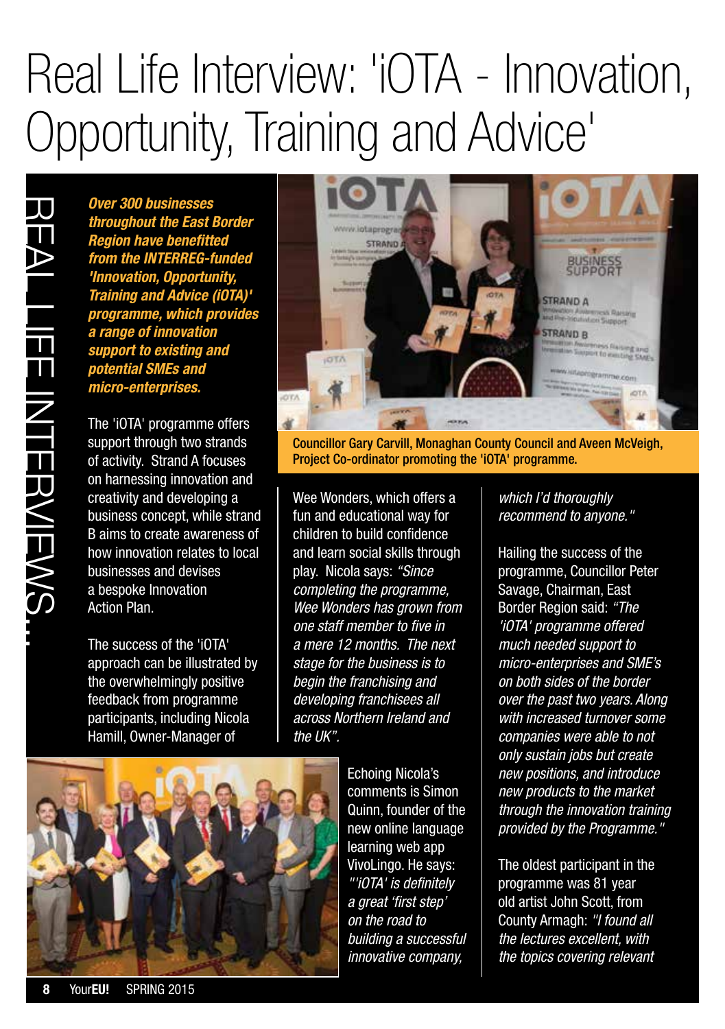# Real Life Interview: 'iOTA - Innovation, Opportunity, Training and Advice'

***Over 300 businesses throughout the East Border Region have benefitted from the INTERREG-funded 'Innovation, Opportunity, Training and Advice (iOTA)' programme, which provides a range of innovation support to existing and potential SMEs and micro-enterprises.***

The 'iOTA' programme offers support through two strands of activity. Strand A focuses on harnessing innovation and creativity and developing a business concept, while strand B aims to create awareness of how innovation relates to local businesses and devises a bespoke Innovation Action Plan.

Councillor Gary Carvill, Monaghan County Council and Aveen McVeigh, Project Co-ordinator promoting the 'iOTA' programme.

The success of the 'iOTA' approach can be illustrated by the overwhelmingly positive feedback from programme participants, including Nicola Hamill, Owner-Manager of Wee Wonders, which offers a fun and educational way for children to build confidence and learn social skills through play. Nicola says: *"Since completing the programme, Wee Wonders has grown from one staff member to five in a mere 12 months. The next stage for the business is to begin the franchising and developing franchisees all across Northern Ireland and the UK".*

Echoing Nicola's comments is Simon Quinn, founder of the new online language learning web app VivoLingo. He says: *"'iOTA' is definitely a great 'first step' on the road to building a successful innovative company, which I'd thoroughly recommend to anyone."*

Hailing the success of the programme, Councillor Peter Savage, Chairman, East Border Region said: *"The 'iOTA' programme offered much needed support to micro-enterprises and SME's on both sides of the border over the past two years. Along with increased turnover some companies were able to not only sustain jobs but create new positions, and introduce new products to the market through the innovation training provided by the Programme."*

The oldest participant in the programme was 81 year old artist John Scott, from County Armagh: *"I found all the lectures excellent, with the topics covering relevant*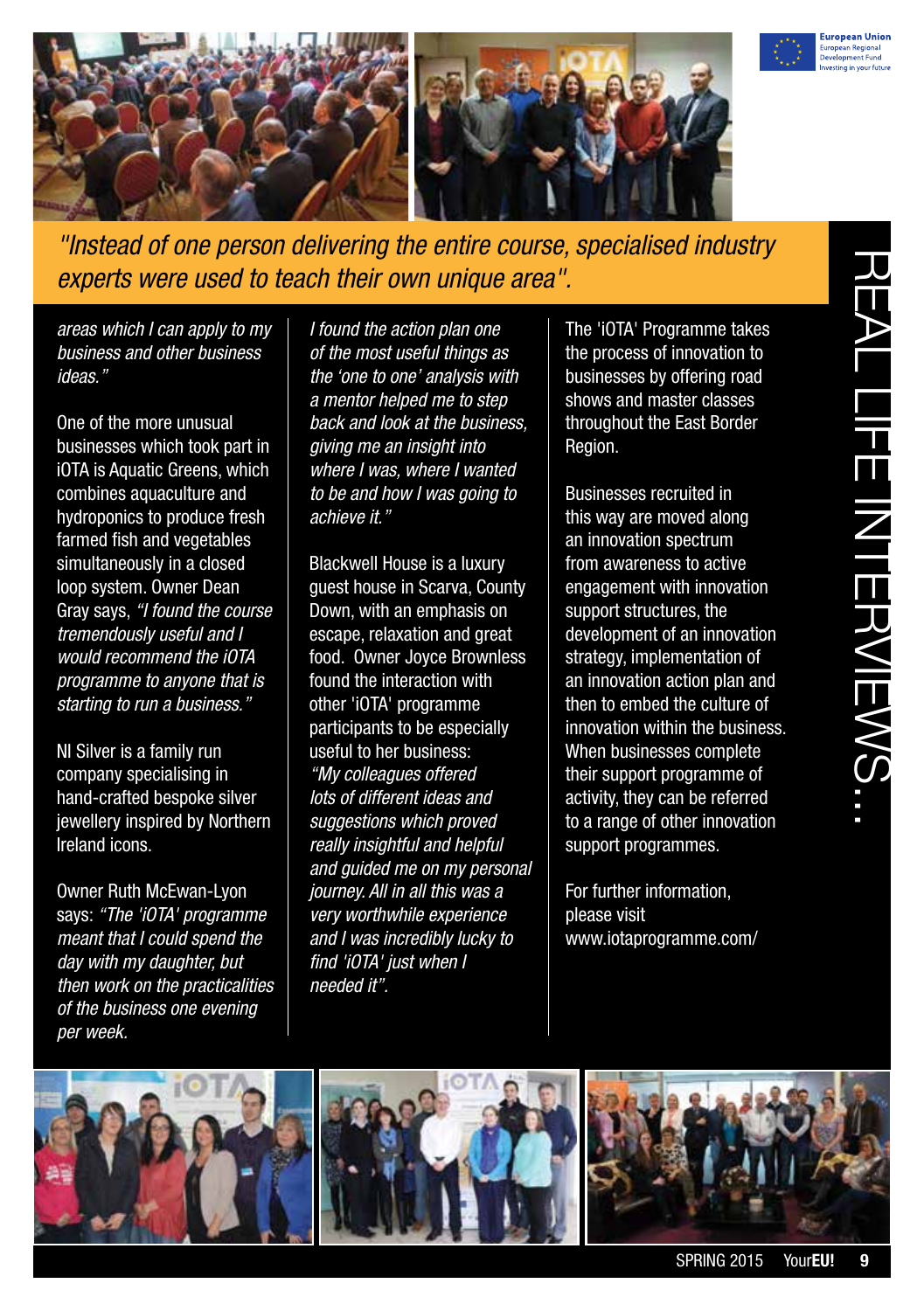*"Instead of one person delivering the entire course, specialised industry experts were used to teach their own unique area".*

*areas which I can apply to my business and other business ideas."*

One of the more unusual businesses which took part in iOTA is Aquatic Greens, which combines aquaculture and hydroponics to produce fresh farmed fish and vegetables simultaneously in a closed loop system. Owner Dean Gray says, *"I found the course tremendously useful and I would recommend the iOTA programme to anyone that is starting to run a business."*

NI Silver is a family run company specialising in hand-crafted bespoke silver jewellery inspired by Northern Ireland icons.

Owner Ruth McEwan-Lyon says: *"The 'iOTA' programme meant that I could spend the day with my daughter, but then work on the practicalities of the business one evening per week. I found the action plan one of the most useful things as the 'one to one' analysis with a mentor helped me to step back and look at the business, giving me an insight into where I was, where I wanted to be and how I was going to achieve it."*

Blackwell House is a luxury guest house in Scarva, County Down, with an emphasis on escape, relaxation and great food. Owner Joyce Brownless found the interaction with other 'iOTA' programme participants to be especially useful to her business: *"My colleagues offered lots of different ideas and suggestions which proved really insightful and helpful and guided me on my personal journey. All in all this was a very worthwhile experience and I was incredibly lucky to find 'iOTA' just when I needed it".*

The 'iOTA' Programme takes the process of innovation to businesses by offering road shows and master classes throughout the East Border Region.

Businesses recruited in this way are moved along an innovation spectrum from awareness to active engagement with innovation support structures, the development of an innovation strategy, implementation of an innovation action plan and then to embed the culture of innovation within the business. When businesses complete their support programme of activity, they can be referred to a range of other innovation support programmes.

For further information, please visit www.iotaprogramme.com/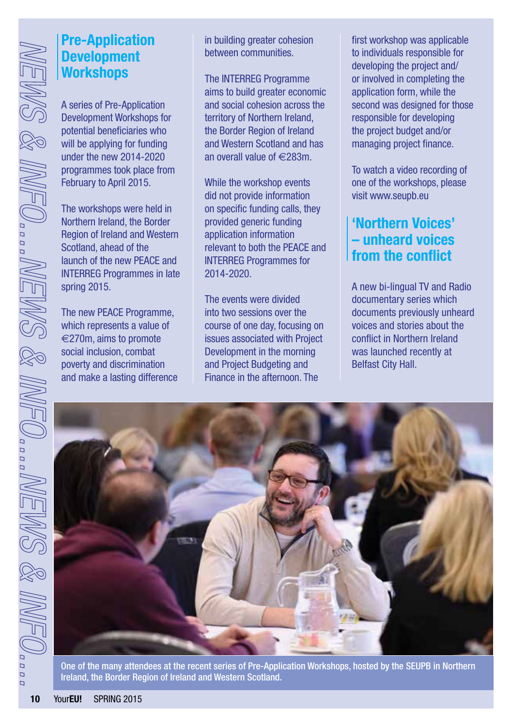## Pre-Application Development Workshops

A series of Pre-Application Development Workshops for potential beneficiaries who will be applying for funding under the new 2014-2020 programmes took place from February to April 2015.

The workshops were held in Northern Ireland, the Border Region of Ireland and Western Scotland, ahead of the launch of the new PEACE and INTERREG Programmes in late spring 2015.

The new PEACE Programme, which represents a value of €270m, aims to promote social inclusion, combat poverty and discrimination and make a lasting difference in building greater cohesion between communities.

The INTERREG Programme aims to build greater economic and social cohesion across the territory of Northern Ireland, the Border Region of Ireland and Western Scotland and has an overall value of €283m.

While the workshop events did not provide information on specific funding calls, they provided generic funding application information relevant to both the PEACE and INTERREG Programmes for 2014-2020.

The events were divided into two sessions over the course of one day, focusing on issues associated with Project Development in the morning and Project Budgeting and Finance in the afternoon. The first workshop was applicable to individuals responsible for developing the project and/or involved in completing the application form, while the second was designed for those responsible for developing the project budget and/or managing project finance.

To watch a video recording of one of the workshops, please visit www.seupb.eu

## 'Northern Voices' – unheard voices from the conflict

A new bi-lingual TV and Radio documentary series which documents previously unheard voices and stories about the conflict in Northern Ireland was launched recently at Belfast City Hall.

One of the many attendees at the recent series of Pre-Application Workshops, hosted by the SEUPB in Northern Ireland, the Border Region of Ireland and Western Scotland.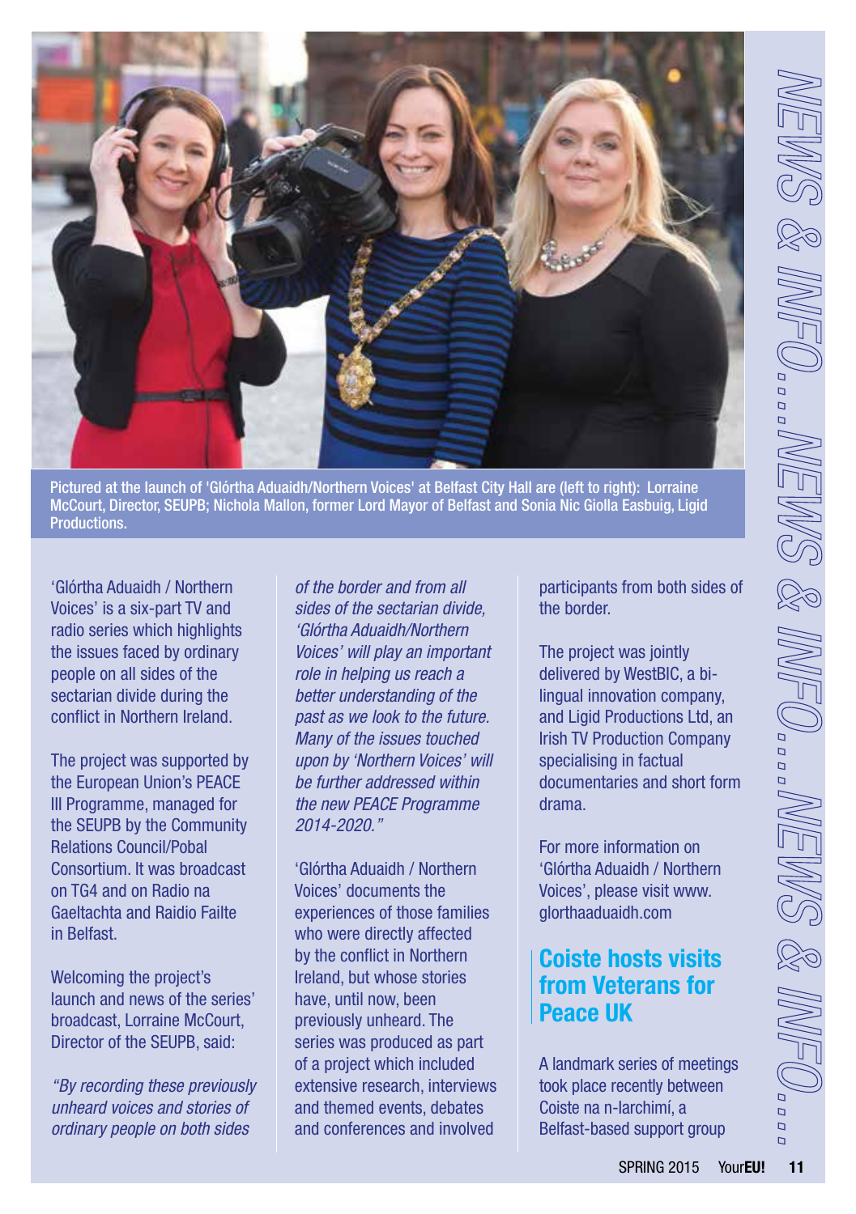Pictured at the launch of 'Glórtha Aduaidh/Northern Voices' at Belfast City Hall are (left to right): Lorraine McCourt, Director, SEUPB; Nichola Mallon, former Lord Mayor of Belfast and Sonia Nic Giolla Easbuig, Ligid Productions.

'Glórtha Aduaidh / Northern Voices' is a six-part TV and radio series which highlights the issues faced by ordinary people on all sides of the sectarian divide during the conflict in Northern Ireland.

The project was supported by the European Union's PEACE III Programme, managed for the SEUPB by the Community Relations Council/Pobal Consortium. It was broadcast on TG4 and on Radio na Gaeltachta and Raidio Failte in Belfast.

Welcoming the project's launch and news of the series' broadcast, Lorraine McCourt, Director of the SEUPB, said:

*"By recording these previously unheard voices and stories of ordinary people on both sides of the border and from all sides of the sectarian divide, 'Glórtha Aduaidh/Northern Voices' will play an important role in helping us reach a better understanding of the past as we look to the future. Many of the issues touched upon by 'Northern Voices' will be further addressed within the new PEACE Programme 2014-2020."*

'Glórtha Aduaidh / Northern Voices' documents the experiences of those families who were directly affected by the conflict in Northern Ireland, but whose stories have, until now, been previously unheard. The series was produced as part of a project which included extensive research, interviews and themed events, debates and conferences and involved participants from both sides of the border.

The project was jointly delivered by WestBIC, a bi-lingual innovation company, and Ligid Productions Ltd, an Irish TV Production Company specialising in factual documentaries and short form drama.

For more information on 'Glórtha Aduaidh / Northern Voices', please visit www.glorthaaduaidh.com

## Coiste hosts visits from Veterans for Peace UK

A landmark series of meetings took place recently between Coiste na n-Iarchimí, a Belfast-based support group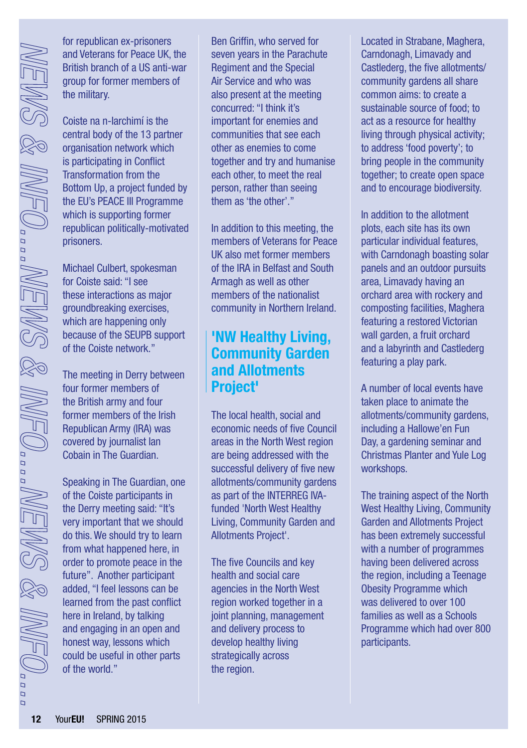for republican ex-prisoners and Veterans for Peace UK, the British branch of a US anti-war group for former members of the military.

Coiste na n-Iarchimí is the central body of the 13 partner organisation network which is participating in Conflict Transformation from the Bottom Up, a project funded by the EU's PEACE III Programme which is supporting former republican politically-motivated prisoners.

Michael Culbert, spokesman for Coiste said: "I see these interactions as major groundbreaking exercises, which are happening only because of the SEUPB support of the Coiste network."

The meeting in Derry between four former members of the British army and four former members of the Irish Republican Army (IRA) was covered by journalist Ian Cobain in The Guardian.

Speaking in The Guardian, one of the Coiste participants in the Derry meeting said: "It's very important that we should do this. We should try to learn from what happened here, in order to promote peace in the future". Another participant added, "I feel lessons can be learned from the past conflict here in Ireland, by talking and engaging in an open and honest way, lessons which could be useful in other parts of the world."

Ben Griffin, who served for seven years in the Parachute Regiment and the Special Air Service and who was also present at the meeting concurred: "I think it's important for enemies and communities that see each other as enemies to come together and try and humanise each other, to meet the real person, rather than seeing them as 'the other'."

In addition to this meeting, the members of Veterans for Peace UK also met former members of the IRA in Belfast and South Armagh as well as other members of the nationalist community in Northern Ireland.

## 'NW Healthy Living, Community Garden and Allotments Project'

The local health, social and economic needs of five Council areas in the North West region are being addressed with the successful delivery of five new allotments/community gardens as part of the INTERREG IVA-funded 'North West Healthy Living, Community Garden and Allotments Project'.

The five Councils and key health and social care agencies in the North West region worked together in a joint planning, management and delivery process to develop healthy living strategically across the region.

Located in Strabane, Maghera, Carndonagh, Limavady and Castlederg, the five allotments/ community gardens all share common aims: to create a sustainable source of food; to act as a resource for healthy living through physical activity; to address 'food poverty'; to bring people in the community together; to create open space and to encourage biodiversity.

In addition to the allotment plots, each site has its own particular individual features, with Carndonagh boasting solar panels and an outdoor pursuits area, Limavady having an orchard area with rockery and composting facilities, Maghera featuring a restored Victorian wall garden, a fruit orchard and a labyrinth and Castlederg featuring a play park.

A number of local events have taken place to animate the allotments/community gardens, including a Hallowe'en Fun Day, a gardening seminar and Christmas Planter and Yule Log workshops.

The training aspect of the North West Healthy Living, Community Garden and Allotments Project has been extremely successful with a number of programmes having been delivered across the region, including a Teenage Obesity Programme which was delivered to over 100 families as well as a Schools Programme which had over 800 participants.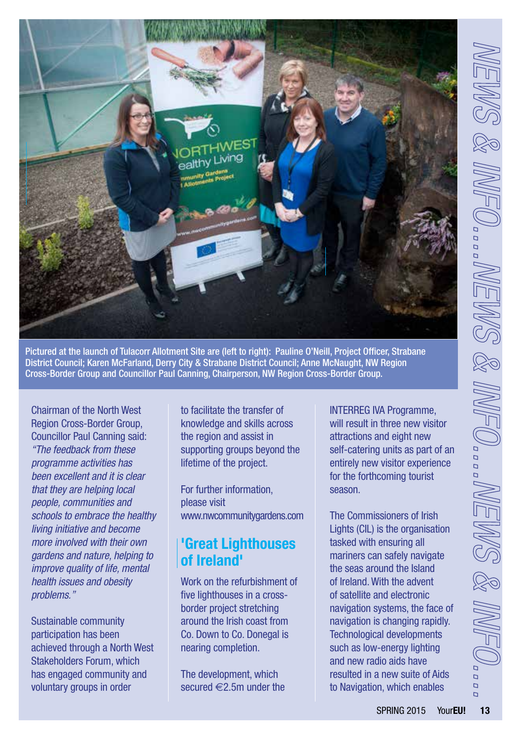Pictured at the launch of Tulacorr Allotment Site are (left to right): Pauline O'Neill, Project Officer, Strabane District Council; Karen McFarland, Derry City & Strabane District Council; Anne McNaught, NW Region Cross-Border Group and Councillor Paul Canning, Chairperson, NW Region Cross-Border Group.

Chairman of the North West Region Cross-Border Group, Councillor Paul Canning said: *"The feedback from these programme activities has been excellent and it is clear that they are helping local people, communities and schools to embrace the healthy living initiative and become more involved with their own gardens and nature, helping to improve quality of life, mental health issues and obesity problems."*

Sustainable community participation has been achieved through a North West Stakeholders Forum, which has engaged community and voluntary groups in order to facilitate the transfer of knowledge and skills across the region and assist in supporting groups beyond the lifetime of the project.

For further information, please visit www.nwcommunitygardens.com

## 'Great Lighthouses of Ireland'

Work on the refurbishment of five lighthouses in a cross-border project stretching around the Irish coast from Co. Down to Co. Donegal is nearing completion.

The development, which secured €2.5m under the INTERREG IVA Programme, will result in three new visitor attractions and eight new self-catering units as part of an entirely new visitor experience for the forthcoming tourist season.

The Commissioners of Irish Lights (CIL) is the organisation tasked with ensuring all mariners can safely navigate the seas around the Island of Ireland. With the advent of satellite and electronic navigation systems, the face of navigation is changing rapidly. Technological developments such as low-energy lighting and new radio aids have resulted in a new suite of Aids to Navigation, which enables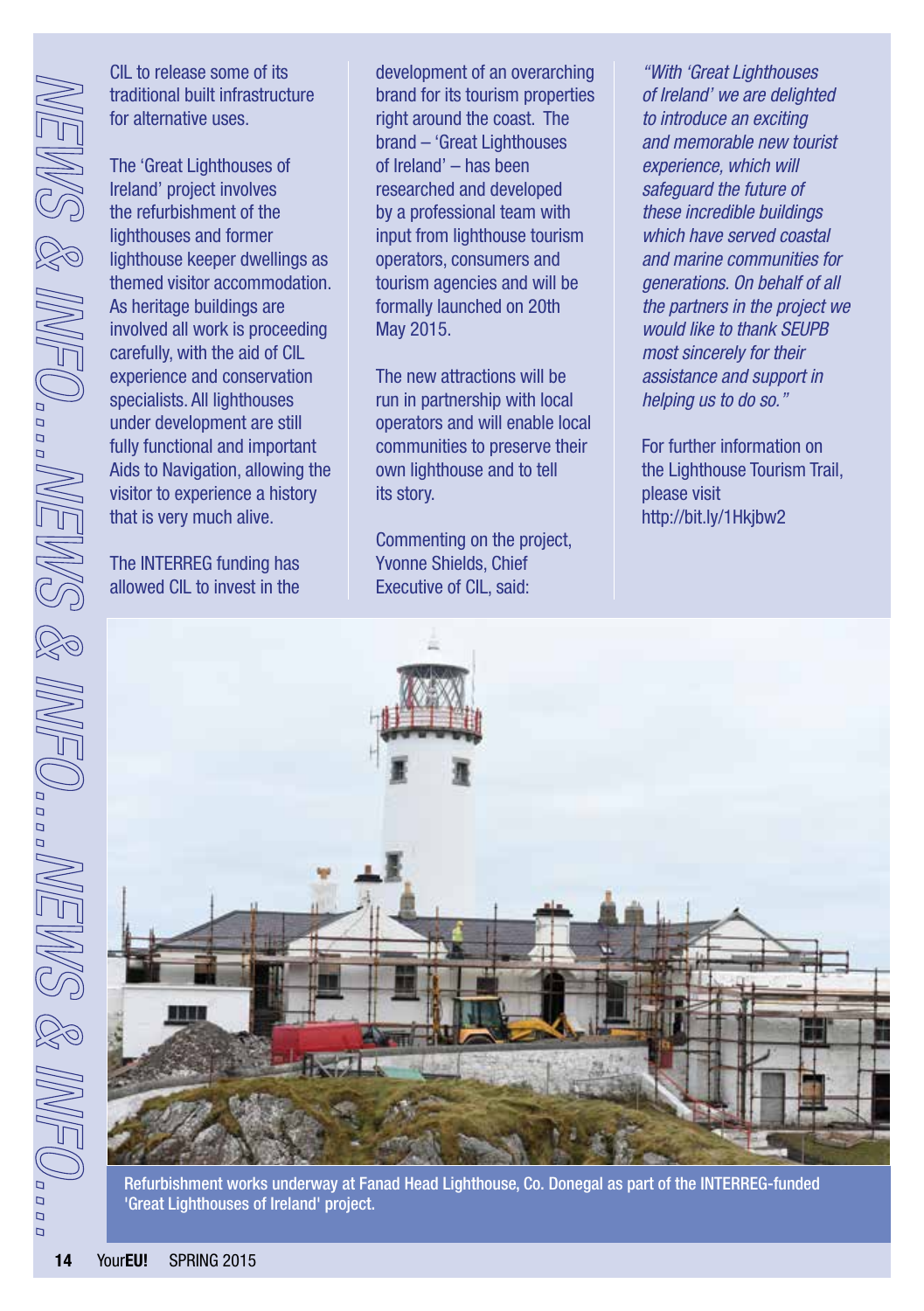CIL to release some of its traditional built infrastructure for alternative uses.

The 'Great Lighthouses of Ireland' project involves the refurbishment of the lighthouses and former lighthouse keeper dwellings as themed visitor accommodation. As heritage buildings are involved all work is proceeding carefully, with the aid of CIL experience and conservation specialists. All lighthouses under development are still fully functional and important Aids to Navigation, allowing the visitor to experience a history that is very much alive.

The INTERREG funding has allowed CIL to invest in the development of an overarching brand for its tourism properties right around the coast. The brand – 'Great Lighthouses of Ireland' – has been researched and developed by a professional team with input from lighthouse tourism operators, consumers and tourism agencies and will be formally launched on 20th May 2015.

The new attractions will be run in partnership with local operators and will enable local communities to preserve their own lighthouse and to tell its story.

Commenting on the project, Yvonne Shields, Chief Executive of CIL, said:

*"With 'Great Lighthouses of Ireland' we are delighted to introduce an exciting and memorable new tourist experience, which will safeguard the future of these incredible buildings which have served coastal and marine communities for generations. On behalf of all the partners in the project we would like to thank SEUPB most sincerely for their assistance and support in helping us to do so."*

For further information on the Lighthouse Tourism Trail, please visit http://bit.ly/1Hkjbw2

Refurbishment works underway at Fanad Head Lighthouse, Co. Donegal as part of the INTERREG-funded 'Great Lighthouses of Ireland' project.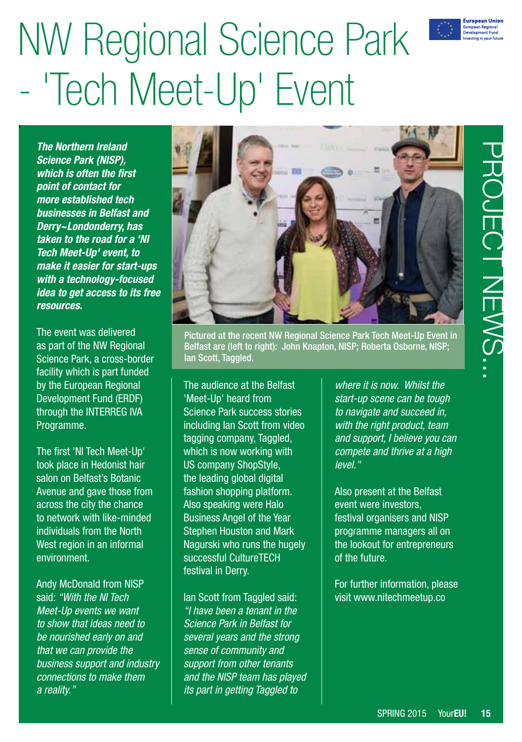# NW Regional Science Park - 'Tech Meet-Up' Event

European Union
European Regional Development Fund
Investing in your future

PROJECT NEWS...

***The Northern Ireland Science Park (NISP), which is often the first point of contact for more established tech businesses in Belfast and Derry~Londonderry, has taken to the road for a 'NI Tech Meet-Up' event, to make it easier for start-ups with a technology-focused idea to get access to its free resources.***

The event was delivered as part of the NW Regional Science Park, a cross-border facility which is part funded by the European Regional Development Fund (ERDF) through the INTERREG IVA Programme.

The first 'NI Tech Meet-Up' took place in Hedonist hair salon on Belfast's Botanic Avenue and gave those from across the city the chance to network with like-minded individuals from the North West region in an informal environment.

Andy McDonald from NISP said: *"With the NI Tech Meet-Up events we want to show that ideas need to be nourished early on and that we can provide the business support and industry connections to make them a reality."*

Pictured at the recent NW Regional Science Park Tech Meet-Up Event in Belfast are (left to right): John Knapton, NISP; Roberta Osborne, NISP; Ian Scott, Taggled.

The audience at the Belfast 'Meet-Up' heard from Science Park success stories including Ian Scott from video tagging company, Taggled, which is now working with US company ShopStyle, the leading global digital fashion shopping platform. Also speaking were Halo Business Angel of the Year Stephen Houston and Mark Nagurski who runs the hugely successful CultureTECH festival in Derry.

Ian Scott from Taggled said: *"I have been a tenant in the Science Park in Belfast for several years and the strong sense of community and support from other tenants and the NISP team has played its part in getting Taggled to where it is now. Whilst the start-up scene can be tough to navigate and succeed in, with the right product, team and support, I believe you can compete and thrive at a high level."*

Also present at the Belfast event were investors, festival organisers and NISP programme managers all on the lookout for entrepreneurs of the future.

For further information, please visit www.nitechmeetup.co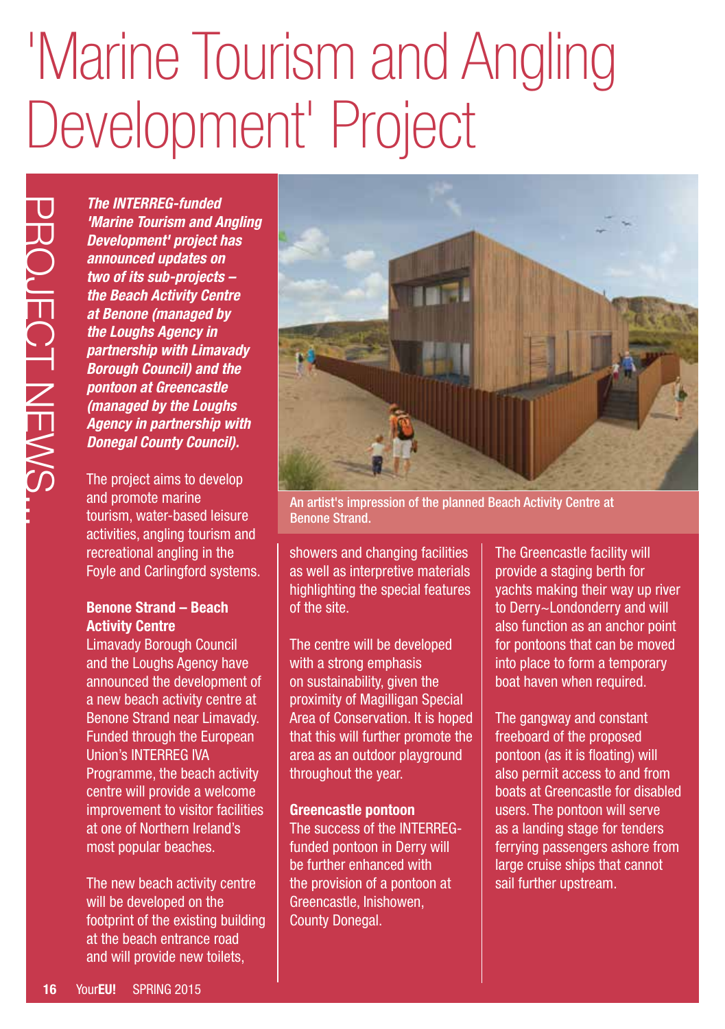# 'Marine Tourism and Angling Development' Project

PROJECT NEWS...

***The INTERREG-funded 'Marine Tourism and Angling Development' project has announced updates on two of its sub-projects – the Beach Activity Centre at Benone (managed by the Loughs Agency in partnership with Limavady Borough Council) and the pontoon at Greencastle (managed by the Loughs Agency in partnership with Donegal County Council).***

The project aims to develop and promote marine tourism, water-based leisure activities, angling tourism and recreational angling in the Foyle and Carlingford systems.

**Benone Strand – Beach Activity Centre**

Limavady Borough Council and the Loughs Agency have announced the development of a new beach activity centre at Benone Strand near Limavady. Funded through the European Union's INTERREG IVA Programme, the beach activity centre will provide a welcome improvement to visitor facilities at one of Northern Ireland's most popular beaches.

The new beach activity centre will be developed on the footprint of the existing building at the beach entrance road and will provide new toilets, showers and changing facilities as well as interpretive materials highlighting the special features of the site.

An artist's impression of the planned Beach Activity Centre at Benone Strand.

The centre will be developed with a strong emphasis on sustainability, given the proximity of Magilligan Special Area of Conservation. It is hoped that this will further promote the area as an outdoor playground throughout the year.

**Greencastle pontoon**

The success of the INTERREG-funded pontoon in Derry will be further enhanced with the provision of a pontoon at Greencastle, Inishowen, County Donegal.

The Greencastle facility will provide a staging berth for yachts making their way up river to Derry~Londonderry and will also function as an anchor point for pontoons that can be moved into place to form a temporary boat haven when required.

The gangway and constant freeboard of the proposed pontoon (as it is floating) will also permit access to and from boats at Greencastle for disabled users. The pontoon will serve as a landing stage for tenders ferrying passengers ashore from large cruise ships that cannot sail further upstream.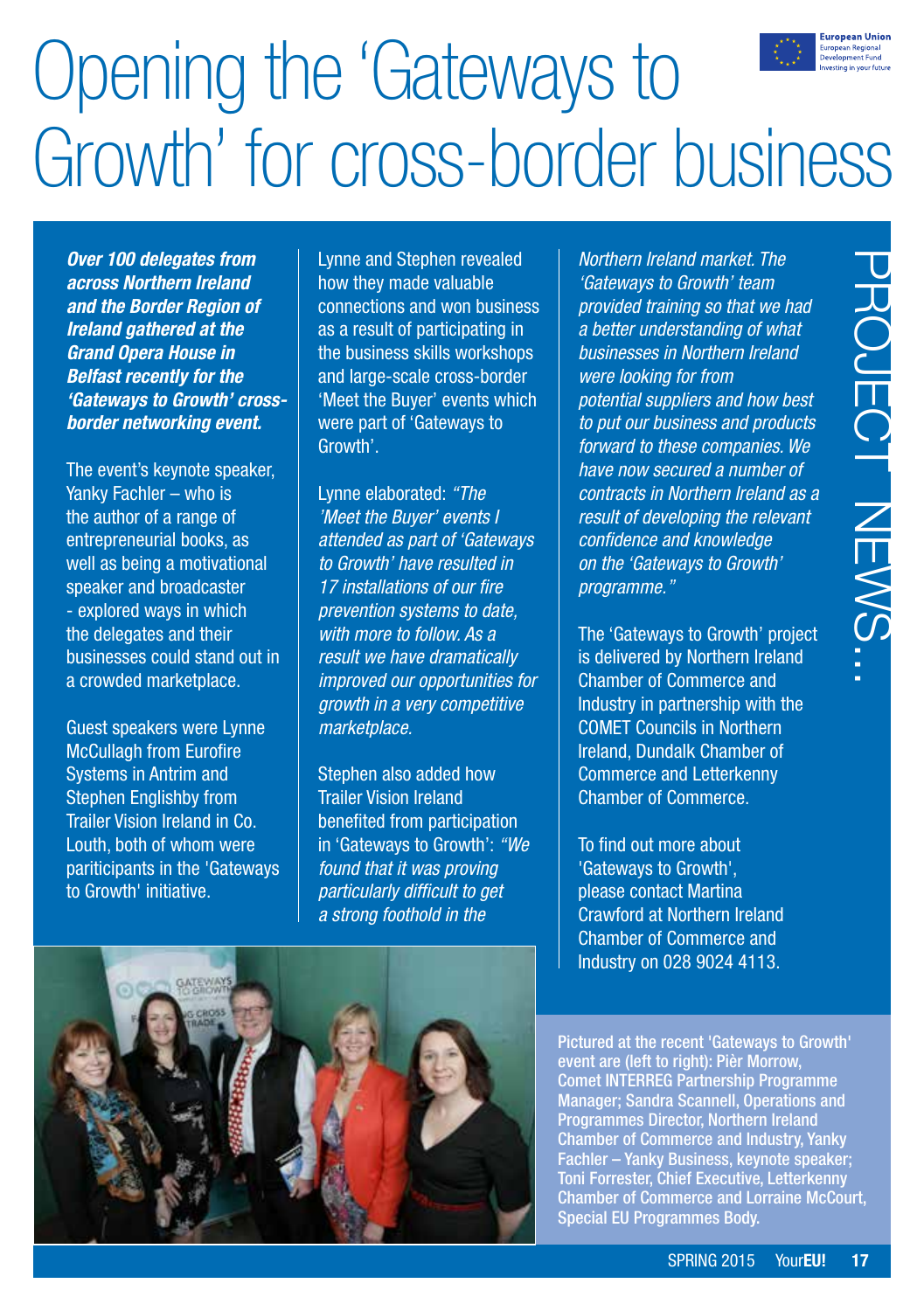# Opening the 'Gateways to Growth' for cross-border business

European Union
European Regional Development Fund
Investing in your future

PROJECT NEWS...

***Over 100 delegates from across Northern Ireland and the Border Region of Ireland gathered at the Grand Opera House in Belfast recently for the 'Gateways to Growth' cross-border networking event.***

The event's keynote speaker, Yanky Fachler – who is the author of a range of entrepreneurial books, as well as being a motivational speaker and broadcaster - explored ways in which the delegates and their businesses could stand out in a crowded marketplace.

Guest speakers were Lynne McCullagh from Eurofire Systems in Antrim and Stephen Englishby from Trailer Vision Ireland in Co. Louth, both of whom were pariticipants in the 'Gateways to Growth' initiative.

Lynne and Stephen revealed how they made valuable connections and won business as a result of participating in the business skills workshops and large-scale cross-border 'Meet the Buyer' events which were part of 'Gateways to Growth'.

Lynne elaborated: *"The 'Meet the Buyer' events I attended as part of 'Gateways to Growth' have resulted in 17 installations of our fire prevention systems to date, with more to follow. As a result we have dramatically improved our opportunities for growth in a very competitive marketplace.*

Stephen also added how Trailer Vision Ireland benefited from participation in 'Gateways to Growth': *"We found that it was proving particularly difficult to get a strong foothold in the Northern Ireland market. The 'Gateways to Growth' team provided training so that we had a better understanding of what businesses in Northern Ireland were looking for from potential suppliers and how best to put our business and products forward to these companies. We have now secured a number of contracts in Northern Ireland as a result of developing the relevant confidence and knowledge on the 'Gateways to Growth' programme."*

The 'Gateways to Growth' project is delivered by Northern Ireland Chamber of Commerce and Industry in partnership with the COMET Councils in Northern Ireland, Dundalk Chamber of Commerce and Letterkenny Chamber of Commerce.

To find out more about 'Gateways to Growth', please contact Martina Crawford at Northern Ireland Chamber of Commerce and Industry on 028 9024 4113.

Pictured at the recent 'Gateways to Growth' event are (left to right): Pièr Morrow, Comet INTERREG Partnership Programme Manager; Sandra Scannell, Operations and Programmes Director, Northern Ireland Chamber of Commerce and Industry, Yanky Fachler – Yanky Business, keynote speaker; Toni Forrester, Chief Executive, Letterkenny Chamber of Commerce and Lorraine McCourt, Special EU Programmes Body.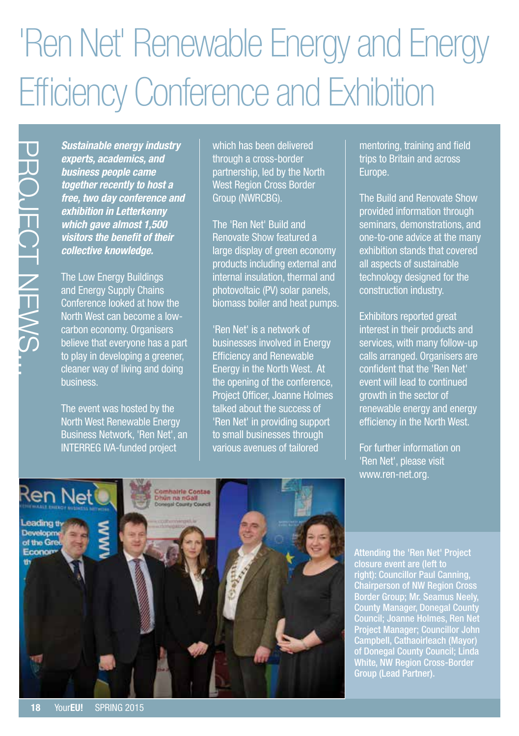# 'Ren Net' Renewable Energy and Energy Efficiency Conference and Exhibition

PROJECT NEWS...

***Sustainable energy industry experts, academics, and business people came together recently to host a free, two day conference and exhibition in Letterkenny which gave almost 1,500 visitors the benefit of their collective knowledge.***

The Low Energy Buildings and Energy Supply Chains Conference looked at how the North West can become a low-carbon economy. Organisers believe that everyone has a part to play in developing a greener, cleaner way of living and doing business.

The event was hosted by the North West Renewable Energy Business Network, 'Ren Net', an INTERREG IVA-funded project which has been delivered through a cross-border partnership, led by the North West Region Cross Border Group (NWRCBG).

The 'Ren Net' Build and Renovate Show featured a large display of green economy products including external and internal insulation, thermal and photovoltaic (PV) solar panels, biomass boiler and heat pumps.

'Ren Net' is a network of businesses involved in Energy Efficiency and Renewable Energy in the North West. At the opening of the conference, Project Officer, Joanne Holmes talked about the success of 'Ren Net' in providing support to small businesses through various avenues of tailored mentoring, training and field trips to Britain and across Europe.

The Build and Renovate Show provided information through seminars, demonstrations, and one-to-one advice at the many exhibition stands that covered all aspects of sustainable technology designed for the construction industry.

Exhibitors reported great interest in their products and services, with many follow-up calls arranged. Organisers are confident that the 'Ren Net' event will lead to continued growth in the sector of renewable energy and energy efficiency in the North West.

For further information on 'Ren Net', please visit www.ren-net.org.

Attending the 'Ren Net' Project closure event are (left to right): Councillor Paul Canning, Chairperson of NW Region Cross Border Group; Mr. Seamus Neely, County Manager, Donegal County Council; Joanne Holmes, Ren Net Project Manager; Councillor John Campbell, Cathaoirleach (Mayor) of Donegal County Council; Linda White, NW Region Cross-Border Group (Lead Partner).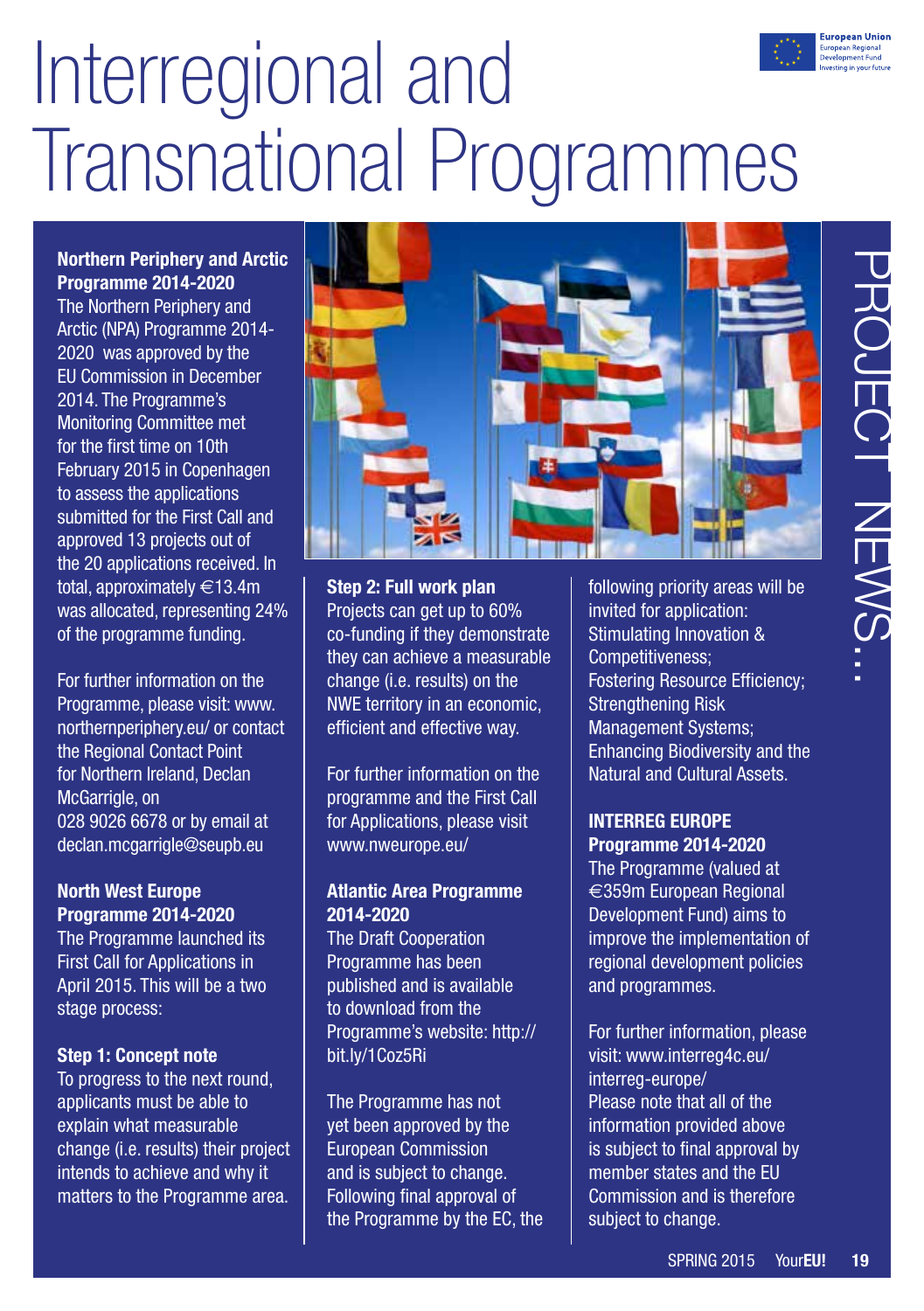# Interregional and Transnational Programmes

PROJECT NEWS...

**Northern Periphery and Arctic Programme 2014-2020**
The Northern Periphery and Arctic (NPA) Programme 2014-2020 was approved by the EU Commission in December 2014. The Programme's Monitoring Committee met for the first time on 10th February 2015 in Copenhagen to assess the applications submitted for the First Call and approved 13 projects out of the 20 applications received. In total, approximately €13.4m was allocated, representing 24% of the programme funding.

For further information on the Programme, please visit: www.northernperiphery.eu/ or contact the Regional Contact Point for Northern Ireland, Declan McGarrigle, on 028 9026 6678 or by email at declan.mcgarrigle@seupb.eu

**North West Europe Programme 2014-2020**
The Programme launched its First Call for Applications in April 2015. This will be a two stage process:

**Step 1: Concept note**
To progress to the next round, applicants must be able to explain what measurable change (i.e. results) their project intends to achieve and why it matters to the Programme area.

**Step 2: Full work plan**
Projects can get up to 60% co-funding if they demonstrate they can achieve a measurable change (i.e. results) on the NWE territory in an economic, efficient and effective way.

For further information on the programme and the First Call for Applications, please visit www.nweurope.eu/

**Atlantic Area Programme 2014-2020**
The Draft Cooperation Programme has been published and is available to download from the Programme's website: http://bit.ly/1Coz5Ri

The Programme has not yet been approved by the European Commission and is subject to change. Following final approval of the Programme by the EC, the following priority areas will be invited for application:
Stimulating Innovation & Competitiveness;
Fostering Resource Efficiency;
Strengthening Risk Management Systems;
Enhancing Biodiversity and the Natural and Cultural Assets.

**INTERREG EUROPE Programme 2014-2020**
The Programme (valued at €359m European Regional Development Fund) aims to improve the implementation of regional development policies and programmes.

For further information, please visit: www.interreg4c.eu/interreg-europe/
Please note that all of the information provided above is subject to final approval by member states and the EU Commission and is therefore subject to change.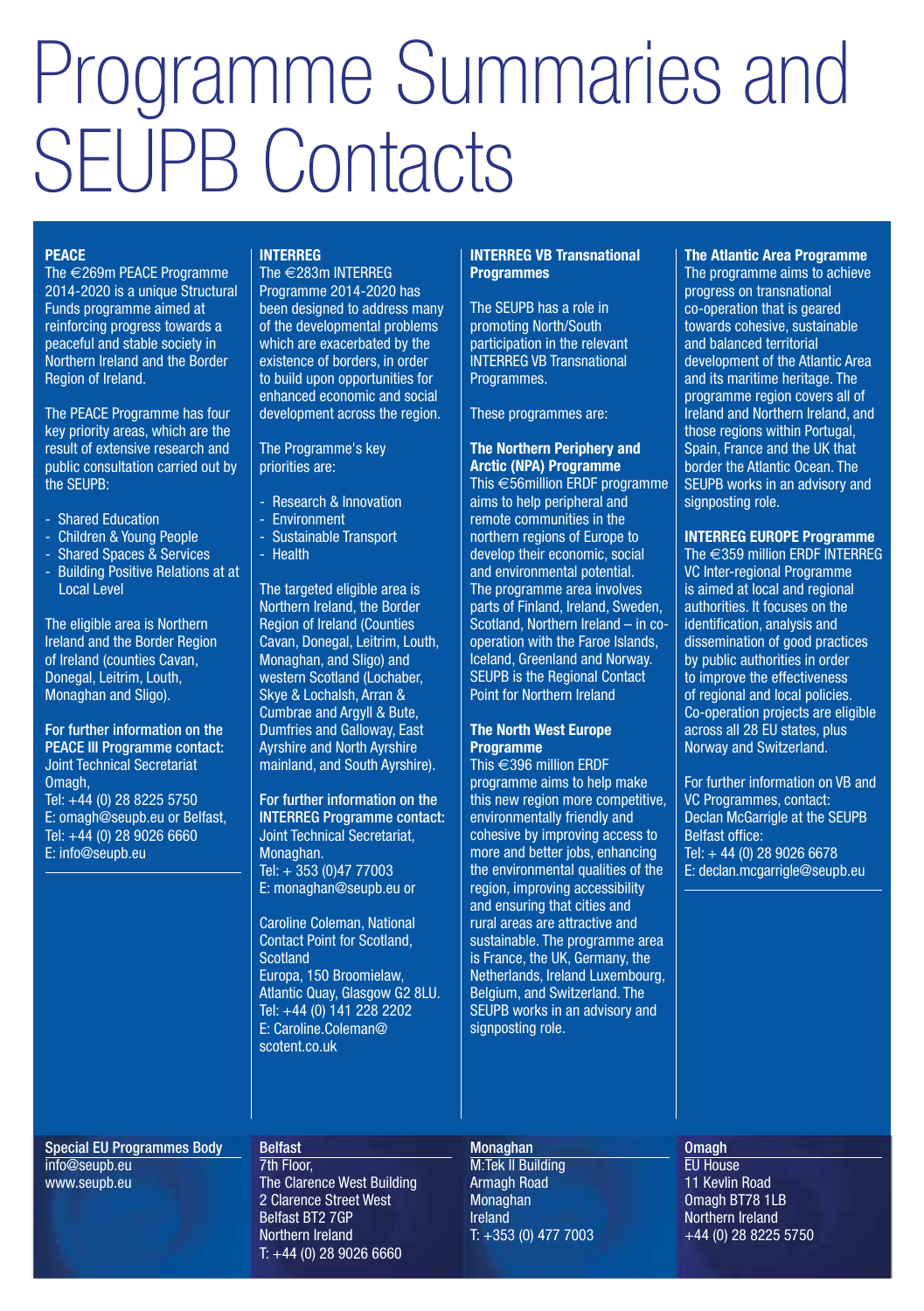# Programme Summaries and SEUPB Contacts

### PEACE

The €269m PEACE Programme 2014-2020 is a unique Structural Funds programme aimed at reinforcing progress towards a peaceful and stable society in Northern Ireland and the Border Region of Ireland.

The PEACE Programme has four key priority areas, which are the result of extensive research and public consultation carried out by the SEUPB:

- Shared Education
- Children & Young People
- Shared Spaces & Services
- Building Positive Relations at at Local Level

The eligible area is Northern Ireland and the Border Region of Ireland (counties Cavan, Donegal, Leitrim, Louth, Monaghan and Sligo).

**For further information on the PEACE III Programme contact:**
Joint Technical Secretariat
Omagh,
Tel: +44 (0) 28 8225 5750
E: omagh@seupb.eu or Belfast,
Tel: +44 (0) 28 9026 6660
E: info@seupb.eu

### INTERREG

The €283m INTERREG Programme 2014-2020 has been designed to address many of the developmental problems which are exacerbated by the existence of borders, in order to build upon opportunities for enhanced economic and social development across the region.

The Programme's key priorities are:

- Research & Innovation
- Environment
- Sustainable Transport
- Health

The targeted eligible area is Northern Ireland, the Border Region of Ireland (Counties Cavan, Donegal, Leitrim, Louth, Monaghan, and Sligo) and western Scotland (Lochaber, Skye & Lochalsh, Arran & Cumbrae and Argyll & Bute, Dumfries and Galloway, East Ayrshire and North Ayrshire mainland, and South Ayrshire).

**For further information on the INTERREG Programme contact:**
Joint Technical Secretariat,
Monaghan.
Tel: + 353 (0)47 77003
E: monaghan@seupb.eu or

Caroline Coleman, National Contact Point for Scotland, Scotland
Europa, 150 Broomielaw, Atlantic Quay, Glasgow G2 8LU.
Tel: +44 (0) 141 228 2202
E: Caroline.Coleman@scotent.co.uk

### INTERREG VB Transnational Programmes

The SEUPB has a role in promoting North/South participation in the relevant INTERREG VB Transnational Programmes.

These programmes are:

**The Northern Periphery and Arctic (NPA) Programme**
This €56million ERDF programme aims to help peripheral and remote communities in the northern regions of Europe to develop their economic, social and environmental potential. The programme area involves parts of Finland, Ireland, Sweden, Scotland, Northern Ireland – in co-operation with the Faroe Islands, Iceland, Greenland and Norway. SEUPB is the Regional Contact Point for Northern Ireland

**The North West Europe Programme**
This €396 million ERDF programme aims to help make this new region more competitive, environmentally friendly and cohesive by improving access to more and better jobs, enhancing the environmental qualities of the region, improving accessibility and ensuring that cities and rural areas are attractive and sustainable. The programme area is France, the UK, Germany, the Netherlands, Ireland Luxembourg, Belgium, and Switzerland. The SEUPB works in an advisory and signposting role.

### The Atlantic Area Programme

The programme aims to achieve progress on transnational co-operation that is geared towards cohesive, sustainable and balanced territorial development of the Atlantic Area and its maritime heritage. The programme region covers all of Ireland and Northern Ireland, and those regions within Portugal, Spain, France and the UK that border the Atlantic Ocean. The SEUPB works in an advisory and signposting role.

### INTERREG EUROPE Programme

The €359 million ERDF INTERREG VC Inter-regional Programme is aimed at local and regional authorities. It focuses on the identification, analysis and dissemination of good practices by public authorities in order to improve the effectiveness of regional and local policies. Co-operation projects are eligible across all 28 EU states, plus Norway and Switzerland.

For further information on VB and VC Programmes, contact:
Declan McGarrigle at the SEUPB Belfast office:
Tel: + 44 (0) 28 9026 6678
E: declan.mcgarrigle@seupb.eu

---

**Special EU Programmes Body**
info@seupb.eu
www.seupb.eu

**Belfast**
7th Floor,
The Clarence West Building
2 Clarence Street West
Belfast BT2 7GP
Northern Ireland
T: +44 (0) 28 9026 6660

**Monaghan**
M:Tek II Building
Armagh Road
Monaghan
Ireland
T: +353 (0) 477 7003

**Omagh**
EU House
11 Kevlin Road
Omagh BT78 1LB
Northern Ireland
+44 (0) 28 8225 5750